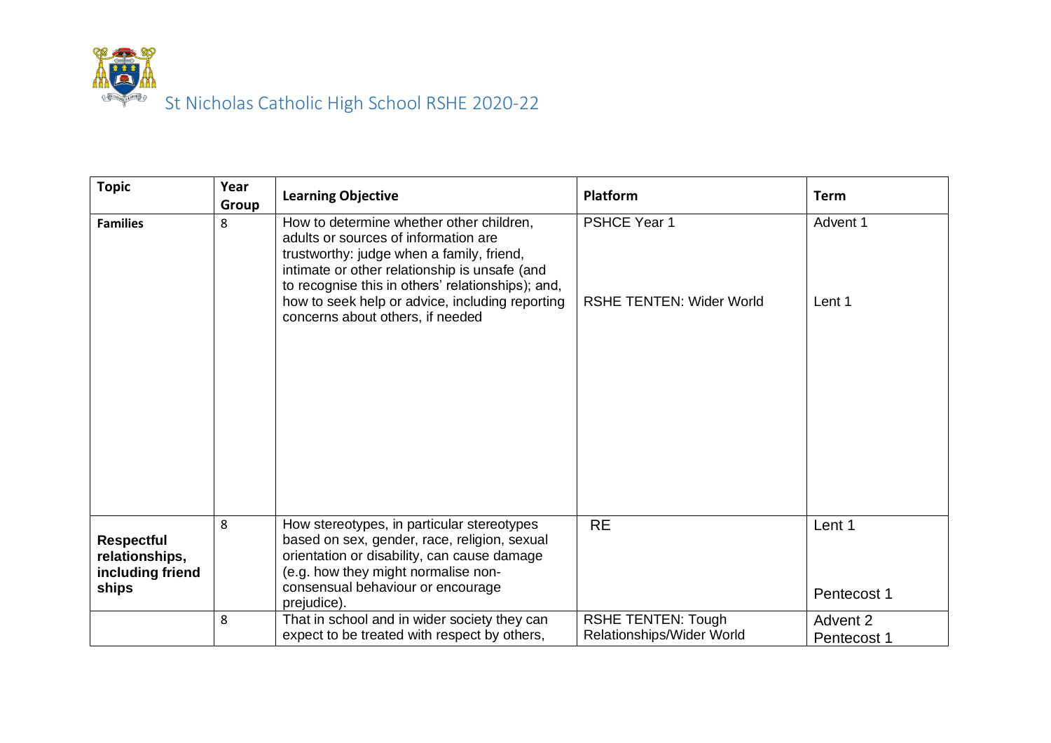# St Nicholas Catholic High School RSHE 2020-22

| Topic | Year Group | Learning Objective | Platform | Term |
|---|---|---|---|---|
| **Families** | 8 | How to determine whether other children, adults or sources of information are trustworthy: judge when a family, friend, intimate or other relationship is unsafe (and to recognise this in others' relationships); and, how to seek help or advice, including reporting concerns about others, if needed | PSHCE Year 1<br><br>RSHE TENTEN: Wider World | Advent 1<br><br>Lent 1 |
| **Respectful relationships, including friend ships** | 8 | How stereotypes, in particular stereotypes based on sex, gender, race, religion, sexual orientation or disability, can cause damage (e.g. how they might normalise non-consensual behaviour or encourage prejudice). | RE | Lent 1<br><br>Pentecost 1 |
| | 8 | That in school and in wider society they can expect to be treated with respect by others, | RSHE TENTEN: Tough Relationships/Wider World | Advent 2<br>Pentecost 1 |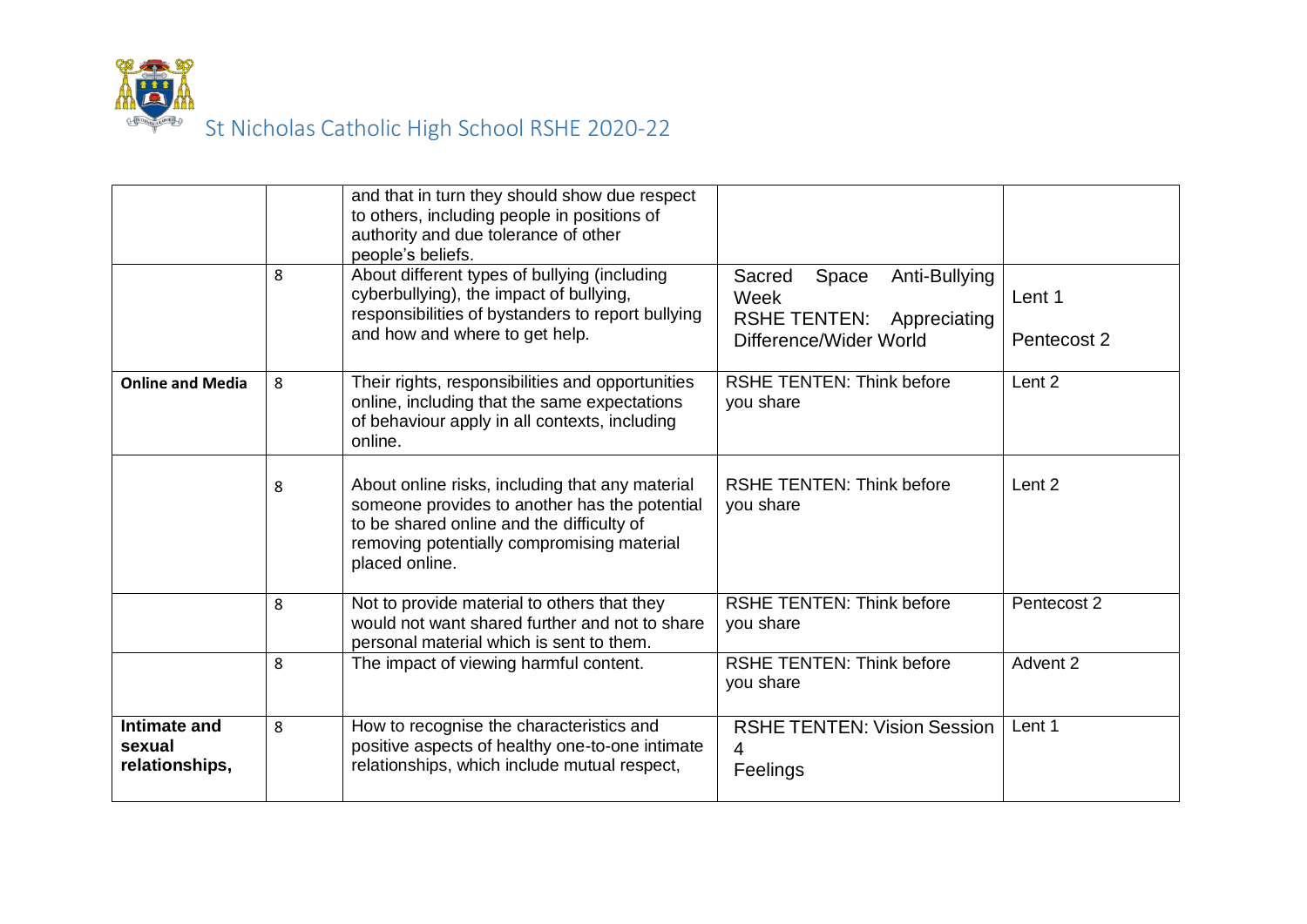| | | and that in turn they should show due respect to others, including people in positions of authority and due tolerance of other people's beliefs. | | |
|---|---|---|---|---|
| | 8 | About different types of bullying (including cyberbullying), the impact of bullying, responsibilities of bystanders to report bullying and how and where to get help. | Sacred Space Anti-Bullying Week<br>RSHE TENTEN: Appreciating Difference/Wider World | Lent 1<br>Pentecost 2 |
| **Online and Media** | 8 | Their rights, responsibilities and opportunities online, including that the same expectations of behaviour apply in all contexts, including online. | RSHE TENTEN: Think before you share | Lent 2 |
| | 8 | About online risks, including that any material someone provides to another has the potential to be shared online and the difficulty of removing potentially compromising material placed online. | RSHE TENTEN: Think before you share | Lent 2 |
| | 8 | Not to provide material to others that they would not want shared further and not to share personal material which is sent to them. | RSHE TENTEN: Think before you share | Pentecost 2 |
| | 8 | The impact of viewing harmful content. | RSHE TENTEN: Think before you share | Advent 2 |
| **Intimate and sexual relationships,** | 8 | How to recognise the characteristics and positive aspects of healthy one-to-one intimate relationships, which include mutual respect, | RSHE TENTEN: Vision Session 4<br>Feelings | Lent 1 |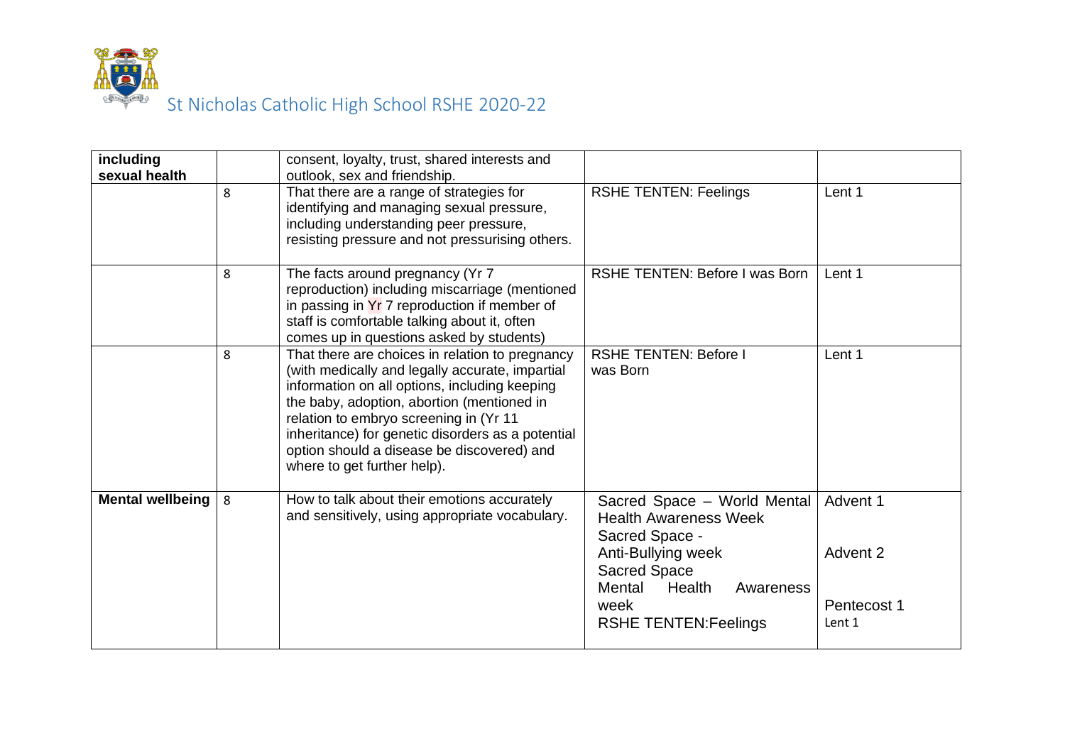| including sexual health | | consent, loyalty, trust, shared interests and outlook, sex and friendship. | | |
|---|---|---|---|---|
| | 8 | That there are a range of strategies for identifying and managing sexual pressure, including understanding peer pressure, resisting pressure and not pressurising others. | RSHE TENTEN: Feelings | Lent 1 |
| | 8 | The facts around pregnancy (Yr 7 reproduction) including miscarriage (mentioned in passing in Yr 7 reproduction if member of staff is comfortable talking about it, often comes up in questions asked by students) | RSHE TENTEN: Before I was Born | Lent 1 |
| | 8 | That there are choices in relation to pregnancy (with medically and legally accurate, impartial information on all options, including keeping the baby, adoption, abortion (mentioned in relation to embryo screening in (Yr 11 inheritance) for genetic disorders as a potential option should a disease be discovered) and where to get further help). | RSHE TENTEN: Before I was Born | Lent 1 |
| **Mental wellbeing** | 8 | How to talk about their emotions accurately and sensitively, using appropriate vocabulary. | Sacred Space – World Mental Health Awareness Week<br>Sacred Space - Anti-Bullying week<br>Sacred Space Mental Health Awareness week<br>RSHE TENTEN:Feelings | Advent 1<br>Advent 2<br>Pentecost 1<br>Lent 1 |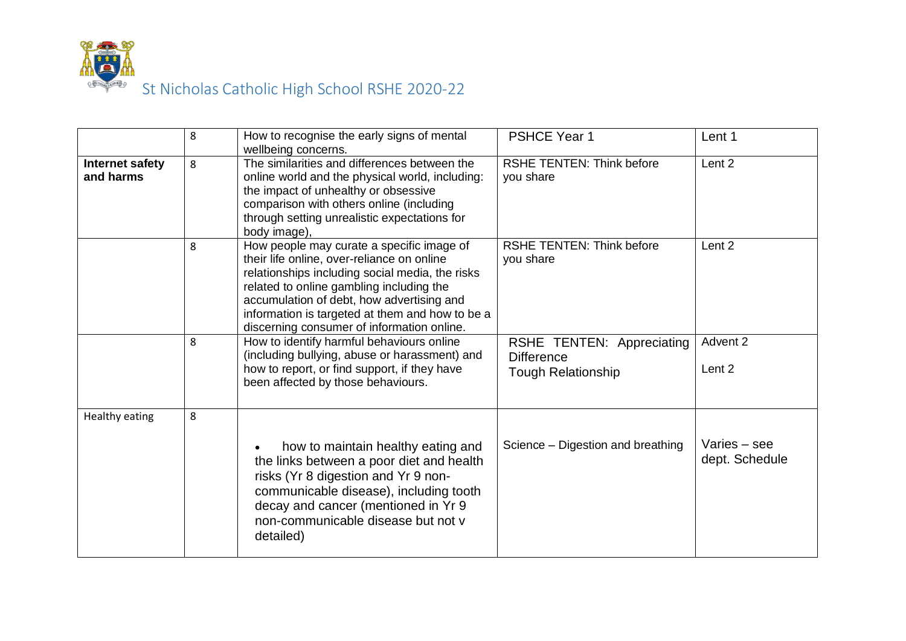St Nicholas Catholic High School RSHE 2020-22

| | | | | |
|---|---|---|---|---|
| | 8 | How to recognise the early signs of mental wellbeing concerns. | PSHCE Year 1 | Lent 1 |
| **Internet safety and harms** | 8 | The similarities and differences between the online world and the physical world, including: the impact of unhealthy or obsessive comparison with others online (including through setting unrealistic expectations for body image), | RSHE TENTEN: Think before you share | Lent 2 |
| | 8 | How people may curate a specific image of their life online, over-reliance on online relationships including social media, the risks related to online gambling including the accumulation of debt, how advertising and information is targeted at them and how to be a discerning consumer of information online. | RSHE TENTEN: Think before you share | Lent 2 |
| | 8 | How to identify harmful behaviours online (including bullying, abuse or harassment) and how to report, or find support, if they have been affected by those behaviours. | RSHE TENTEN: Appreciating Difference<br>Tough Relationship | Advent 2<br>Lent 2 |
| Healthy eating | 8 | • how to maintain healthy eating and the links between a poor diet and health risks (Yr 8 digestion and Yr 9 non-communicable disease), including tooth decay and cancer (mentioned in Yr 9 non-communicable disease but not v detailed) | Science – Digestion and breathing | Varies – see dept. Schedule |